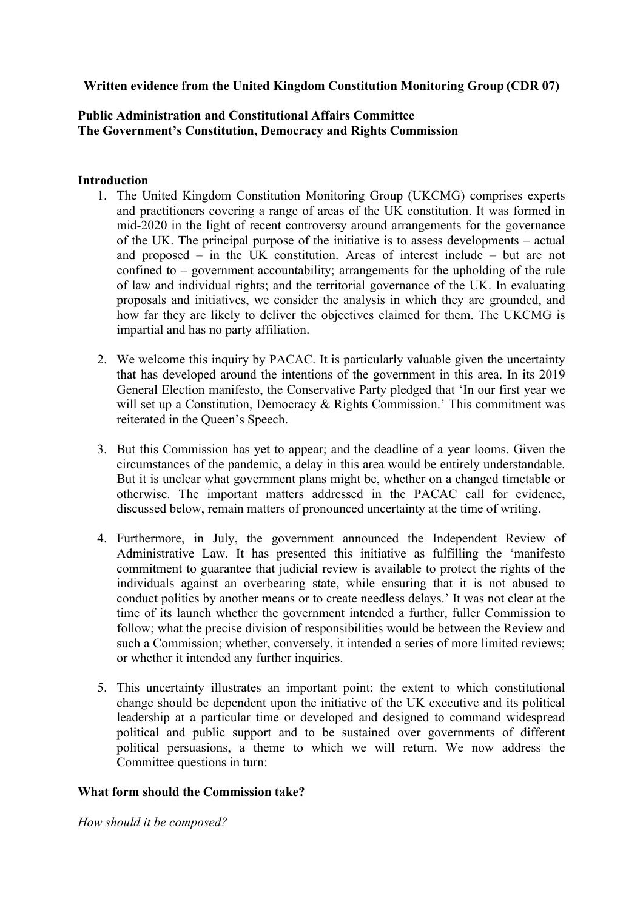**Written evidence from the United Kingdom Constitution Monitoring Group (CDR 07)**

**Public Administration and Constitutional Affairs Committee**
**The Government's Constitution, Democracy and Rights Commission**

**Introduction**

1. The United Kingdom Constitution Monitoring Group (UKCMG) comprises experts and practitioners covering a range of areas of the UK constitution. It was formed in mid-2020 in the light of recent controversy around arrangements for the governance of the UK. The principal purpose of the initiative is to assess developments – actual and proposed – in the UK constitution. Areas of interest include – but are not confined to – government accountability; arrangements for the upholding of the rule of law and individual rights; and the territorial governance of the UK. In evaluating proposals and initiatives, we consider the analysis in which they are grounded, and how far they are likely to deliver the objectives claimed for them. The UKCMG is impartial and has no party affiliation.

2. We welcome this inquiry by PACAC. It is particularly valuable given the uncertainty that has developed around the intentions of the government in this area. In its 2019 General Election manifesto, the Conservative Party pledged that 'In our first year we will set up a Constitution, Democracy & Rights Commission.' This commitment was reiterated in the Queen's Speech.

3. But this Commission has yet to appear; and the deadline of a year looms. Given the circumstances of the pandemic, a delay in this area would be entirely understandable. But it is unclear what government plans might be, whether on a changed timetable or otherwise. The important matters addressed in the PACAC call for evidence, discussed below, remain matters of pronounced uncertainty at the time of writing.

4. Furthermore, in July, the government announced the Independent Review of Administrative Law. It has presented this initiative as fulfilling the 'manifesto commitment to guarantee that judicial review is available to protect the rights of the individuals against an overbearing state, while ensuring that it is not abused to conduct politics by another means or to create needless delays.' It was not clear at the time of its launch whether the government intended a further, fuller Commission to follow; what the precise division of responsibilities would be between the Review and such a Commission; whether, conversely, it intended a series of more limited reviews; or whether it intended any further inquiries.

5. This uncertainty illustrates an important point: the extent to which constitutional change should be dependent upon the initiative of the UK executive and its political leadership at a particular time or developed and designed to command widespread political and public support and to be sustained over governments of different political persuasions, a theme to which we will return. We now address the Committee questions in turn:

**What form should the Commission take?**

*How should it be composed?*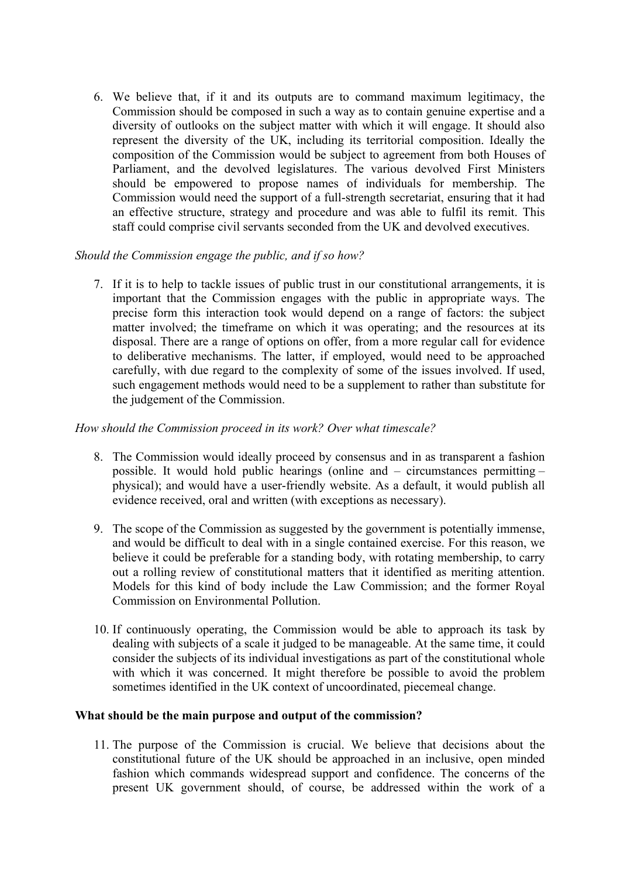6. We believe that, if it and its outputs are to command maximum legitimacy, the Commission should be composed in such a way as to contain genuine expertise and a diversity of outlooks on the subject matter with which it will engage. It should also represent the diversity of the UK, including its territorial composition. Ideally the composition of the Commission would be subject to agreement from both Houses of Parliament, and the devolved legislatures. The various devolved First Ministers should be empowered to propose names of individuals for membership. The Commission would need the support of a full-strength secretariat, ensuring that it had an effective structure, strategy and procedure and was able to fulfil its remit. This staff could comprise civil servants seconded from the UK and devolved executives.

*Should the Commission engage the public, and if so how?*

7. If it is to help to tackle issues of public trust in our constitutional arrangements, it is important that the Commission engages with the public in appropriate ways. The precise form this interaction took would depend on a range of factors: the subject matter involved; the timeframe on which it was operating; and the resources at its disposal. There are a range of options on offer, from a more regular call for evidence to deliberative mechanisms. The latter, if employed, would need to be approached carefully, with due regard to the complexity of some of the issues involved. If used, such engagement methods would need to be a supplement to rather than substitute for the judgement of the Commission.

*How should the Commission proceed in its work? Over what timescale?*

8. The Commission would ideally proceed by consensus and in as transparent a fashion possible. It would hold public hearings (online and – circumstances permitting – physical); and would have a user-friendly website. As a default, it would publish all evidence received, oral and written (with exceptions as necessary).

9. The scope of the Commission as suggested by the government is potentially immense, and would be difficult to deal with in a single contained exercise. For this reason, we believe it could be preferable for a standing body, with rotating membership, to carry out a rolling review of constitutional matters that it identified as meriting attention. Models for this kind of body include the Law Commission; and the former Royal Commission on Environmental Pollution.

10. If continuously operating, the Commission would be able to approach its task by dealing with subjects of a scale it judged to be manageable. At the same time, it could consider the subjects of its individual investigations as part of the constitutional whole with which it was concerned. It might therefore be possible to avoid the problem sometimes identified in the UK context of uncoordinated, piecemeal change.

**What should be the main purpose and output of the commission?**

11. The purpose of the Commission is crucial. We believe that decisions about the constitutional future of the UK should be approached in an inclusive, open minded fashion which commands widespread support and confidence. The concerns of the present UK government should, of course, be addressed within the work of a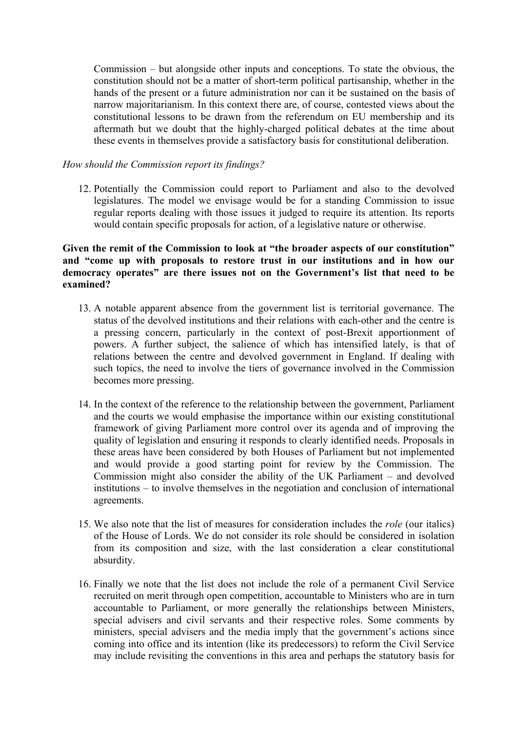Commission – but alongside other inputs and conceptions. To state the obvious, the constitution should not be a matter of short-term political partisanship, whether in the hands of the present or a future administration nor can it be sustained on the basis of narrow majoritarianism. In this context there are, of course, contested views about the constitutional lessons to be drawn from the referendum on EU membership and its aftermath but we doubt that the highly-charged political debates at the time about these events in themselves provide a satisfactory basis for constitutional deliberation.

*How should the Commission report its findings?*

12. Potentially the Commission could report to Parliament and also to the devolved legislatures. The model we envisage would be for a standing Commission to issue regular reports dealing with those issues it judged to require its attention. Its reports would contain specific proposals for action, of a legislative nature or otherwise.

**Given the remit of the Commission to look at "the broader aspects of our constitution" and "come up with proposals to restore trust in our institutions and in how our democracy operates" are there issues not on the Government's list that need to be examined?**

13. A notable apparent absence from the government list is territorial governance. The status of the devolved institutions and their relations with each-other and the centre is a pressing concern, particularly in the context of post-Brexit apportionment of powers. A further subject, the salience of which has intensified lately, is that of relations between the centre and devolved government in England. If dealing with such topics, the need to involve the tiers of governance involved in the Commission becomes more pressing.

14. In the context of the reference to the relationship between the government, Parliament and the courts we would emphasise the importance within our existing constitutional framework of giving Parliament more control over its agenda and of improving the quality of legislation and ensuring it responds to clearly identified needs. Proposals in these areas have been considered by both Houses of Parliament but not implemented and would provide a good starting point for review by the Commission. The Commission might also consider the ability of the UK Parliament – and devolved institutions – to involve themselves in the negotiation and conclusion of international agreements.

15. We also note that the list of measures for consideration includes the *role* (our italics) of the House of Lords. We do not consider its role should be considered in isolation from its composition and size, with the last consideration a clear constitutional absurdity.

16. Finally we note that the list does not include the role of a permanent Civil Service recruited on merit through open competition, accountable to Ministers who are in turn accountable to Parliament, or more generally the relationships between Ministers, special advisers and civil servants and their respective roles. Some comments by ministers, special advisers and the media imply that the government's actions since coming into office and its intention (like its predecessors) to reform the Civil Service may include revisiting the conventions in this area and perhaps the statutory basis for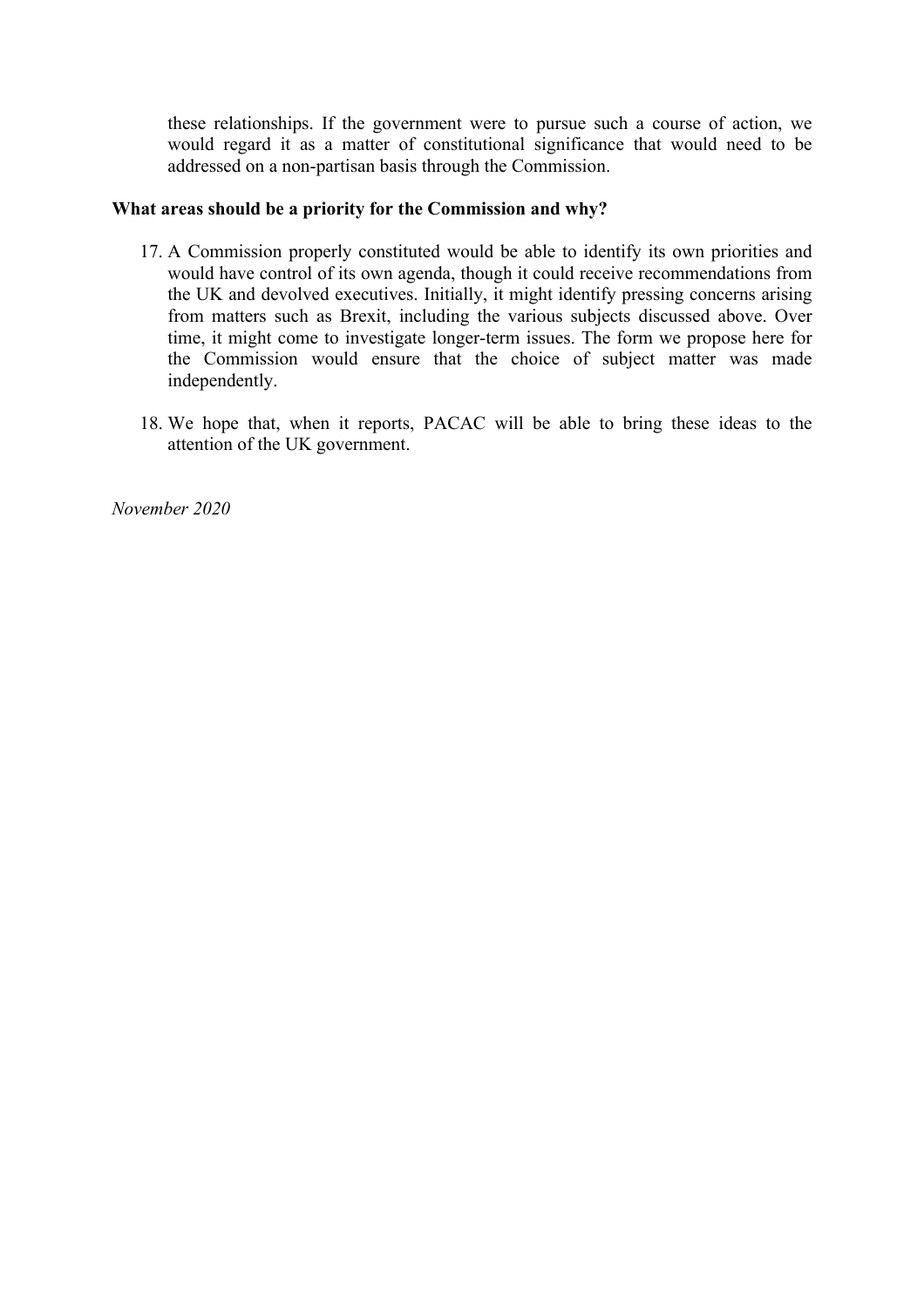these relationships. If the government were to pursue such a course of action, we would regard it as a matter of constitutional significance that would need to be addressed on a non-partisan basis through the Commission.

**What areas should be a priority for the Commission and why?**

17. A Commission properly constituted would be able to identify its own priorities and would have control of its own agenda, though it could receive recommendations from the UK and devolved executives. Initially, it might identify pressing concerns arising from matters such as Brexit, including the various subjects discussed above. Over time, it might come to investigate longer-term issues. The form we propose here for the Commission would ensure that the choice of subject matter was made independently.

18. We hope that, when it reports, PACAC will be able to bring these ideas to the attention of the UK government.

*November 2020*